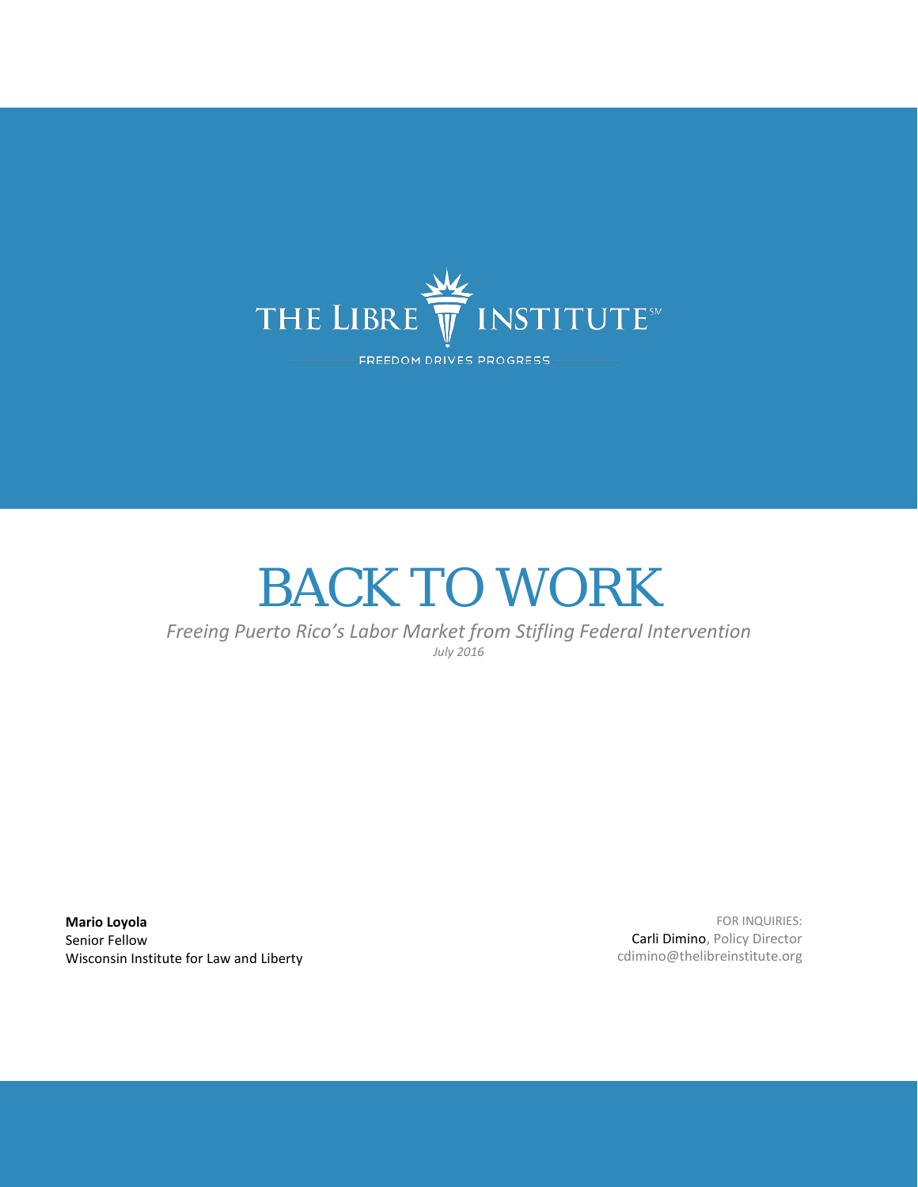THE LIBRE INSTITUTE℠

FREEDOM DRIVES PROGRESS

# BACK TO WORK

*Freeing Puerto Rico's Labor Market from Stifling Federal Intervention*

*July 2016*

**Mario Loyola**
Senior Fellow
Wisconsin Institute for Law and Liberty

FOR INQUIRIES:
Carli Dimino, Policy Director
cdimino@thelibreinstitute.org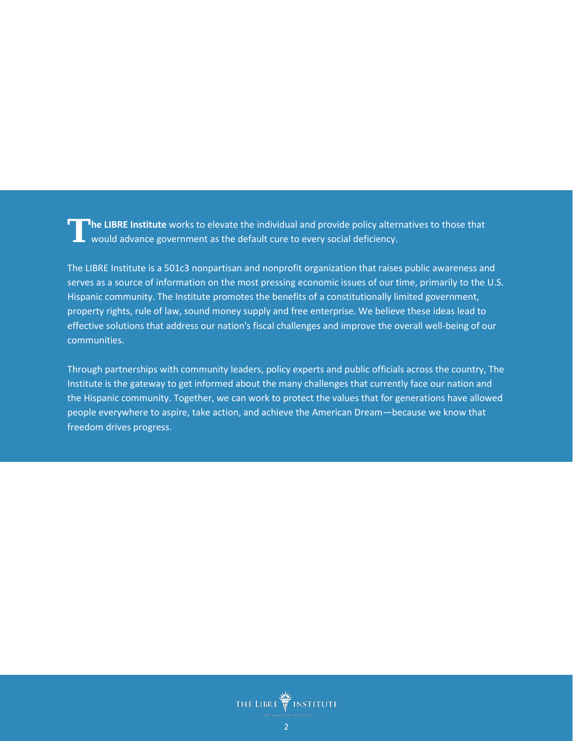**The LIBRE Institute** works to elevate the individual and provide policy alternatives to those that would advance government as the default cure to every social deficiency.

The LIBRE Institute is a 501c3 nonpartisan and nonprofit organization that raises public awareness and serves as a source of information on the most pressing economic issues of our time, primarily to the U.S. Hispanic community. The Institute promotes the benefits of a constitutionally limited government, property rights, rule of law, sound money supply and free enterprise. We believe these ideas lead to effective solutions that address our nation's fiscal challenges and improve the overall well-being of our communities.

Through partnerships with community leaders, policy experts and public officials across the country, The Institute is the gateway to get informed about the many challenges that currently face our nation and the Hispanic community. Together, we can work to protect the values that for generations have allowed people everywhere to aspire, take action, and achieve the American Dream—because we know that freedom drives progress.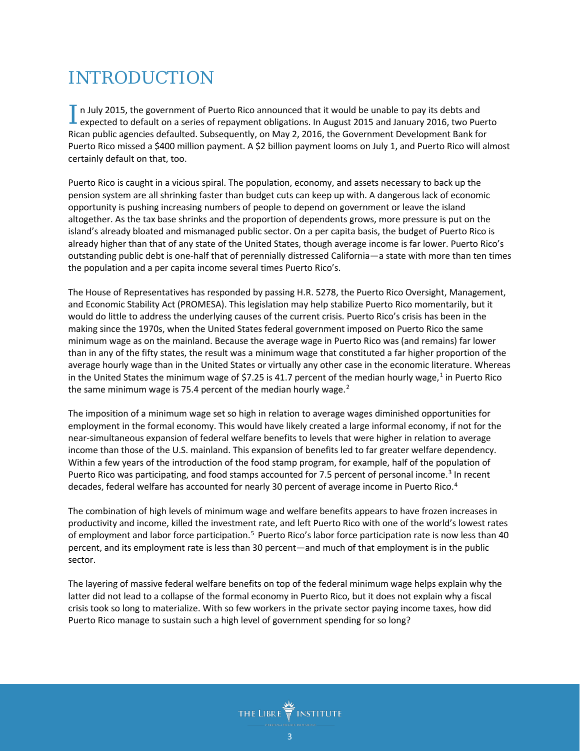# INTRODUCTION

In July 2015, the government of Puerto Rico announced that it would be unable to pay its debts and expected to default on a series of repayment obligations. In August 2015 and January 2016, two Puerto Rican public agencies defaulted. Subsequently, on May 2, 2016, the Government Development Bank for Puerto Rico missed a $400 million payment. A $2 billion payment looms on July 1, and Puerto Rico will almost certainly default on that, too.

Puerto Rico is caught in a vicious spiral. The population, economy, and assets necessary to back up the pension system are all shrinking faster than budget cuts can keep up with. A dangerous lack of economic opportunity is pushing increasing numbers of people to depend on government or leave the island altogether. As the tax base shrinks and the proportion of dependents grows, more pressure is put on the island's already bloated and mismanaged public sector. On a per capita basis, the budget of Puerto Rico is already higher than that of any state of the United States, though average income is far lower. Puerto Rico's outstanding public debt is one-half that of perennially distressed California—a state with more than ten times the population and a per capita income several times Puerto Rico's.

The House of Representatives has responded by passing H.R. 5278, the Puerto Rico Oversight, Management, and Economic Stability Act (PROMESA). This legislation may help stabilize Puerto Rico momentarily, but it would do little to address the underlying causes of the current crisis. Puerto Rico's crisis has been in the making since the 1970s, when the United States federal government imposed on Puerto Rico the same minimum wage as on the mainland. Because the average wage in Puerto Rico was (and remains) far lower than in any of the fifty states, the result was a minimum wage that constituted a far higher proportion of the average hourly wage than in the United States or virtually any other case in the economic literature. Whereas in the United States the minimum wage of $7.25 is 41.7 percent of the median hourly wage,[1] in Puerto Rico the same minimum wage is 75.4 percent of the median hourly wage.[2]

The imposition of a minimum wage set so high in relation to average wages diminished opportunities for employment in the formal economy. This would have likely created a large informal economy, if not for the near-simultaneous expansion of federal welfare benefits to levels that were higher in relation to average income than those of the U.S. mainland. This expansion of benefits led to far greater welfare dependency. Within a few years of the introduction of the food stamp program, for example, half of the population of Puerto Rico was participating, and food stamps accounted for 7.5 percent of personal income.[3] In recent decades, federal welfare has accounted for nearly 30 percent of average income in Puerto Rico.[4]

The combination of high levels of minimum wage and welfare benefits appears to have frozen increases in productivity and income, killed the investment rate, and left Puerto Rico with one of the world's lowest rates of employment and labor force participation.[5] Puerto Rico's labor force participation rate is now less than 40 percent, and its employment rate is less than 30 percent—and much of that employment is in the public sector.

The layering of massive federal welfare benefits on top of the federal minimum wage helps explain why the latter did not lead to a collapse of the formal economy in Puerto Rico, but it does not explain why a fiscal crisis took so long to materialize. With so few workers in the private sector paying income taxes, how did Puerto Rico manage to sustain such a high level of government spending for so long?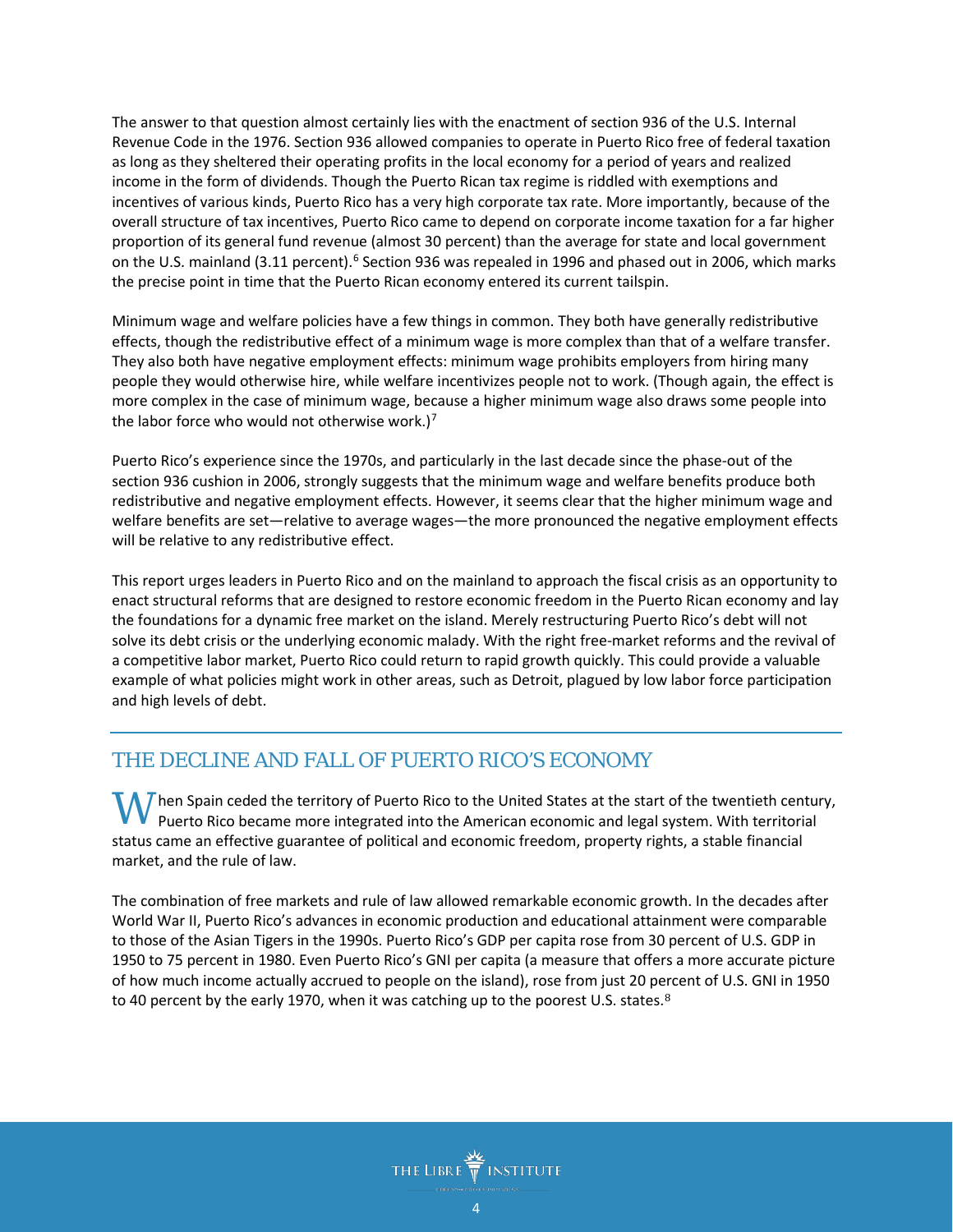The answer to that question almost certainly lies with the enactment of section 936 of the U.S. Internal Revenue Code in the 1976. Section 936 allowed companies to operate in Puerto Rico free of federal taxation as long as they sheltered their operating profits in the local economy for a period of years and realized income in the form of dividends. Though the Puerto Rican tax regime is riddled with exemptions and incentives of various kinds, Puerto Rico has a very high corporate tax rate. More importantly, because of the overall structure of tax incentives, Puerto Rico came to depend on corporate income taxation for a far higher proportion of its general fund revenue (almost 30 percent) than the average for state and local government on the U.S. mainland (3.11 percent).[6] Section 936 was repealed in 1996 and phased out in 2006, which marks the precise point in time that the Puerto Rican economy entered its current tailspin.

Minimum wage and welfare policies have a few things in common. They both have generally redistributive effects, though the redistributive effect of a minimum wage is more complex than that of a welfare transfer. They also both have negative employment effects: minimum wage prohibits employers from hiring many people they would otherwise hire, while welfare incentivizes people not to work. (Though again, the effect is more complex in the case of minimum wage, because a higher minimum wage also draws some people into the labor force who would not otherwise work.)[7]

Puerto Rico's experience since the 1970s, and particularly in the last decade since the phase-out of the section 936 cushion in 2006, strongly suggests that the minimum wage and welfare benefits produce both redistributive and negative employment effects. However, it seems clear that the higher minimum wage and welfare benefits are set—relative to average wages—the more pronounced the negative employment effects will be relative to any redistributive effect.

This report urges leaders in Puerto Rico and on the mainland to approach the fiscal crisis as an opportunity to enact structural reforms that are designed to restore economic freedom in the Puerto Rican economy and lay the foundations for a dynamic free market on the island. Merely restructuring Puerto Rico's debt will not solve its debt crisis or the underlying economic malady. With the right free-market reforms and the revival of a competitive labor market, Puerto Rico could return to rapid growth quickly. This could provide a valuable example of what policies might work in other areas, such as Detroit, plagued by low labor force participation and high levels of debt.

## THE DECLINE AND FALL OF PUERTO RICO'S ECONOMY

When Spain ceded the territory of Puerto Rico to the United States at the start of the twentieth century, Puerto Rico became more integrated into the American economic and legal system. With territorial status came an effective guarantee of political and economic freedom, property rights, a stable financial market, and the rule of law.

The combination of free markets and rule of law allowed remarkable economic growth. In the decades after World War II, Puerto Rico's advances in economic production and educational attainment were comparable to those of the Asian Tigers in the 1990s. Puerto Rico's GDP per capita rose from 30 percent of U.S. GDP in 1950 to 75 percent in 1980. Even Puerto Rico's GNI per capita (a measure that offers a more accurate picture of how much income actually accrued to people on the island), rose from just 20 percent of U.S. GNI in 1950 to 40 percent by the early 1970, when it was catching up to the poorest U.S. states.[8]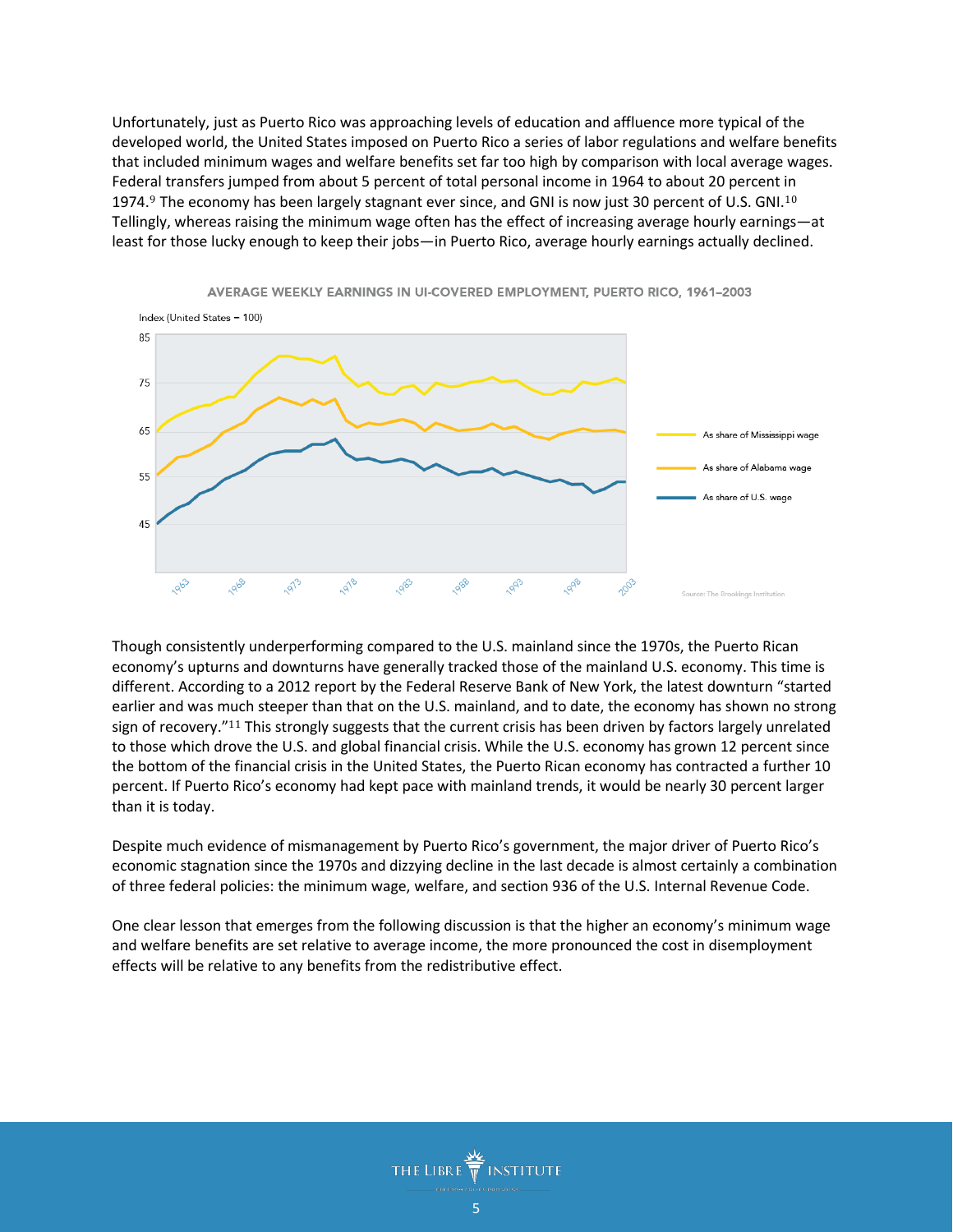Unfortunately, just as Puerto Rico was approaching levels of education and affluence more typical of the developed world, the United States imposed on Puerto Rico a series of labor regulations and welfare benefits that included minimum wages and welfare benefits set far too high by comparison with local average wages. Federal transfers jumped from about 5 percent of total personal income in 1964 to about 20 percent in 1974.[9] The economy has been largely stagnant ever since, and GNI is now just 30 percent of U.S. GNI.[10] Tellingly, whereas raising the minimum wage often has the effect of increasing average hourly earnings—at least for those lucky enough to keep their jobs—in Puerto Rico, average hourly earnings actually declined.

AVERAGE WEEKLY EARNINGS IN UI-COVERED EMPLOYMENT, PUERTO RICO, 1961–2003

Index (United States = 100)

- As share of Mississippi wage
- As share of Alabama wage
- As share of U.S. wage

Source: The Brookings Institution

Though consistently underperforming compared to the U.S. mainland since the 1970s, the Puerto Rican economy's upturns and downturns have generally tracked those of the mainland U.S. economy. This time is different. According to a 2012 report by the Federal Reserve Bank of New York, the latest downturn "started earlier and was much steeper than that on the U.S. mainland, and to date, the economy has shown no strong sign of recovery."[11] This strongly suggests that the current crisis has been driven by factors largely unrelated to those which drove the U.S. and global financial crisis. While the U.S. economy has grown 12 percent since the bottom of the financial crisis in the United States, the Puerto Rican economy has contracted a further 10 percent. If Puerto Rico's economy had kept pace with mainland trends, it would be nearly 30 percent larger than it is today.

Despite much evidence of mismanagement by Puerto Rico's government, the major driver of Puerto Rico's economic stagnation since the 1970s and dizzying decline in the last decade is almost certainly a combination of three federal policies: the minimum wage, welfare, and section 936 of the U.S. Internal Revenue Code.

One clear lesson that emerges from the following discussion is that the higher an economy's minimum wage and welfare benefits are set relative to average income, the more pronounced the cost in disemployment effects will be relative to any benefits from the redistributive effect.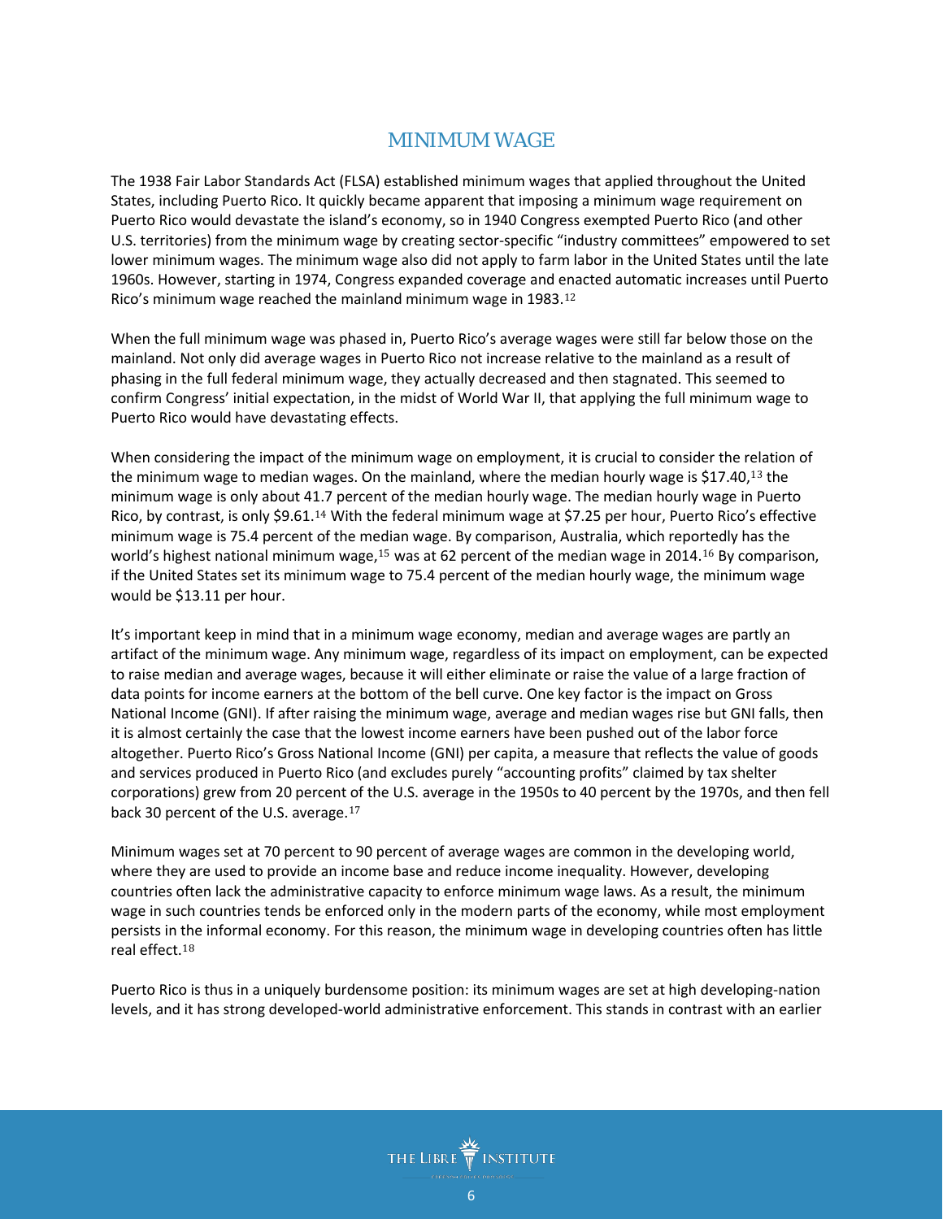## MINIMUM WAGE

The 1938 Fair Labor Standards Act (FLSA) established minimum wages that applied throughout the United States, including Puerto Rico. It quickly became apparent that imposing a minimum wage requirement on Puerto Rico would devastate the island's economy, so in 1940 Congress exempted Puerto Rico (and other U.S. territories) from the minimum wage by creating sector-specific "industry committees" empowered to set lower minimum wages. The minimum wage also did not apply to farm labor in the United States until the late 1960s. However, starting in 1974, Congress expanded coverage and enacted automatic increases until Puerto Rico's minimum wage reached the mainland minimum wage in 1983.[12]

When the full minimum wage was phased in, Puerto Rico's average wages were still far below those on the mainland. Not only did average wages in Puerto Rico not increase relative to the mainland as a result of phasing in the full federal minimum wage, they actually decreased and then stagnated. This seemed to confirm Congress' initial expectation, in the midst of World War II, that applying the full minimum wage to Puerto Rico would have devastating effects.

When considering the impact of the minimum wage on employment, it is crucial to consider the relation of the minimum wage to median wages. On the mainland, where the median hourly wage is $17.40,[13] the minimum wage is only about 41.7 percent of the median hourly wage. The median hourly wage in Puerto Rico, by contrast, is only $9.61.[14] With the federal minimum wage at $7.25 per hour, Puerto Rico's effective minimum wage is 75.4 percent of the median wage. By comparison, Australia, which reportedly has the world's highest national minimum wage,[15] was at 62 percent of the median wage in 2014.[16] By comparison, if the United States set its minimum wage to 75.4 percent of the median hourly wage, the minimum wage would be $13.11 per hour.

It's important keep in mind that in a minimum wage economy, median and average wages are partly an artifact of the minimum wage. Any minimum wage, regardless of its impact on employment, can be expected to raise median and average wages, because it will either eliminate or raise the value of a large fraction of data points for income earners at the bottom of the bell curve. One key factor is the impact on Gross National Income (GNI). If after raising the minimum wage, average and median wages rise but GNI falls, then it is almost certainly the case that the lowest income earners have been pushed out of the labor force altogether. Puerto Rico's Gross National Income (GNI) per capita, a measure that reflects the value of goods and services produced in Puerto Rico (and excludes purely "accounting profits" claimed by tax shelter corporations) grew from 20 percent of the U.S. average in the 1950s to 40 percent by the 1970s, and then fell back 30 percent of the U.S. average.[17]

Minimum wages set at 70 percent to 90 percent of average wages are common in the developing world, where they are used to provide an income base and reduce income inequality. However, developing countries often lack the administrative capacity to enforce minimum wage laws. As a result, the minimum wage in such countries tends be enforced only in the modern parts of the economy, while most employment persists in the informal economy. For this reason, the minimum wage in developing countries often has little real effect.[18]

Puerto Rico is thus in a uniquely burdensome position: its minimum wages are set at high developing-nation levels, and it has strong developed-world administrative enforcement. This stands in contrast with an earlier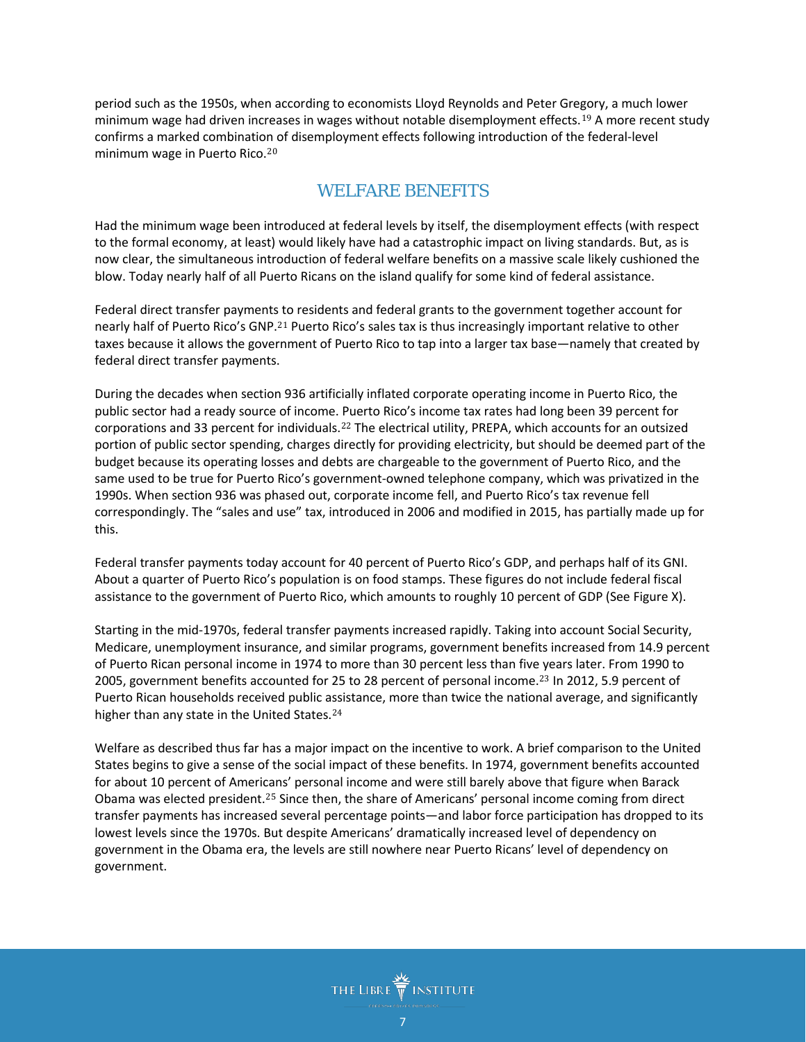period such as the 1950s, when according to economists Lloyd Reynolds and Peter Gregory, a much lower minimum wage had driven increases in wages without notable disemployment effects.[19] A more recent study confirms a marked combination of disemployment effects following introduction of the federal-level minimum wage in Puerto Rico.[20]

## WELFARE BENEFITS

Had the minimum wage been introduced at federal levels by itself, the disemployment effects (with respect to the formal economy, at least) would likely have had a catastrophic impact on living standards. But, as is now clear, the simultaneous introduction of federal welfare benefits on a massive scale likely cushioned the blow. Today nearly half of all Puerto Ricans on the island qualify for some kind of federal assistance.

Federal direct transfer payments to residents and federal grants to the government together account for nearly half of Puerto Rico's GNP.[21] Puerto Rico's sales tax is thus increasingly important relative to other taxes because it allows the government of Puerto Rico to tap into a larger tax base—namely that created by federal direct transfer payments.

During the decades when section 936 artificially inflated corporate operating income in Puerto Rico, the public sector had a ready source of income. Puerto Rico's income tax rates had long been 39 percent for corporations and 33 percent for individuals.[22] The electrical utility, PREPA, which accounts for an outsized portion of public sector spending, charges directly for providing electricity, but should be deemed part of the budget because its operating losses and debts are chargeable to the government of Puerto Rico, and the same used to be true for Puerto Rico's government-owned telephone company, which was privatized in the 1990s. When section 936 was phased out, corporate income fell, and Puerto Rico's tax revenue fell correspondingly. The "sales and use" tax, introduced in 2006 and modified in 2015, has partially made up for this.

Federal transfer payments today account for 40 percent of Puerto Rico's GDP, and perhaps half of its GNI. About a quarter of Puerto Rico's population is on food stamps. These figures do not include federal fiscal assistance to the government of Puerto Rico, which amounts to roughly 10 percent of GDP (See Figure X).

Starting in the mid-1970s, federal transfer payments increased rapidly. Taking into account Social Security, Medicare, unemployment insurance, and similar programs, government benefits increased from 14.9 percent of Puerto Rican personal income in 1974 to more than 30 percent less than five years later. From 1990 to 2005, government benefits accounted for 25 to 28 percent of personal income.[23] In 2012, 5.9 percent of Puerto Rican households received public assistance, more than twice the national average, and significantly higher than any state in the United States.[24]

Welfare as described thus far has a major impact on the incentive to work. A brief comparison to the United States begins to give a sense of the social impact of these benefits. In 1974, government benefits accounted for about 10 percent of Americans' personal income and were still barely above that figure when Barack Obama was elected president.[25] Since then, the share of Americans' personal income coming from direct transfer payments has increased several percentage points—and labor force participation has dropped to its lowest levels since the 1970s. But despite Americans' dramatically increased level of dependency on government in the Obama era, the levels are still nowhere near Puerto Ricans' level of dependency on government.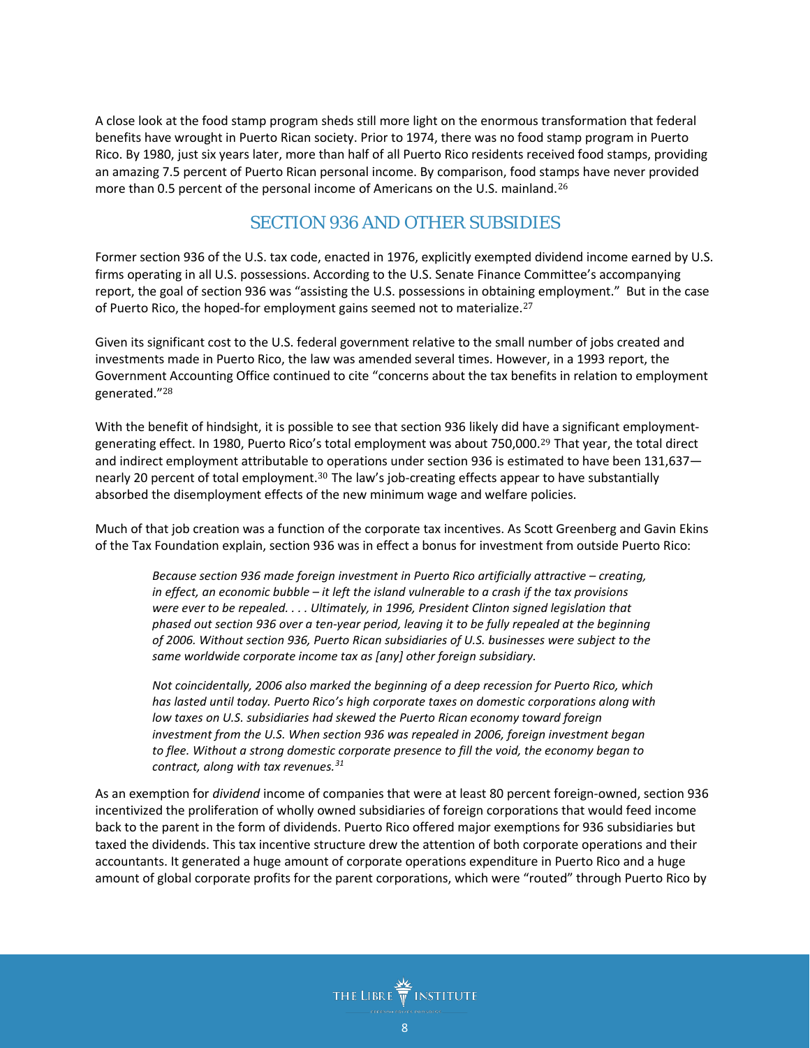A close look at the food stamp program sheds still more light on the enormous transformation that federal benefits have wrought in Puerto Rican society. Prior to 1974, there was no food stamp program in Puerto Rico. By 1980, just six years later, more than half of all Puerto Rico residents received food stamps, providing an amazing 7.5 percent of Puerto Rican personal income. By comparison, food stamps have never provided more than 0.5 percent of the personal income of Americans on the U.S. mainland.[26]

## SECTION 936 AND OTHER SUBSIDIES

Former section 936 of the U.S. tax code, enacted in 1976, explicitly exempted dividend income earned by U.S. firms operating in all U.S. possessions. According to the U.S. Senate Finance Committee's accompanying report, the goal of section 936 was "assisting the U.S. possessions in obtaining employment." But in the case of Puerto Rico, the hoped-for employment gains seemed not to materialize.[27]

Given its significant cost to the U.S. federal government relative to the small number of jobs created and investments made in Puerto Rico, the law was amended several times. However, in a 1993 report, the Government Accounting Office continued to cite "concerns about the tax benefits in relation to employment generated."[28]

With the benefit of hindsight, it is possible to see that section 936 likely did have a significant employment-generating effect. In 1980, Puerto Rico's total employment was about 750,000.[29] That year, the total direct and indirect employment attributable to operations under section 936 is estimated to have been 131,637—nearly 20 percent of total employment.[30] The law's job-creating effects appear to have substantially absorbed the disemployment effects of the new minimum wage and welfare policies.

Much of that job creation was a function of the corporate tax incentives. As Scott Greenberg and Gavin Ekins of the Tax Foundation explain, section 936 was in effect a bonus for investment from outside Puerto Rico:

> *Because section 936 made foreign investment in Puerto Rico artificially attractive – creating, in effect, an economic bubble – it left the island vulnerable to a crash if the tax provisions were ever to be repealed. . . . Ultimately, in 1996, President Clinton signed legislation that phased out section 936 over a ten-year period, leaving it to be fully repealed at the beginning of 2006. Without section 936, Puerto Rican subsidiaries of U.S. businesses were subject to the same worldwide corporate income tax as [any] other foreign subsidiary.*
>
> *Not coincidentally, 2006 also marked the beginning of a deep recession for Puerto Rico, which has lasted until today. Puerto Rico's high corporate taxes on domestic corporations along with low taxes on U.S. subsidiaries had skewed the Puerto Rican economy toward foreign investment from the U.S. When section 936 was repealed in 2006, foreign investment began to flee. Without a strong domestic corporate presence to fill the void, the economy began to contract, along with tax revenues.*[31]

As an exemption for *dividend* income of companies that were at least 80 percent foreign-owned, section 936 incentivized the proliferation of wholly owned subsidiaries of foreign corporations that would feed income back to the parent in the form of dividends. Puerto Rico offered major exemptions for 936 subsidiaries but taxed the dividends. This tax incentive structure drew the attention of both corporate operations and their accountants. It generated a huge amount of corporate operations expenditure in Puerto Rico and a huge amount of global corporate profits for the parent corporations, which were "routed" through Puerto Rico by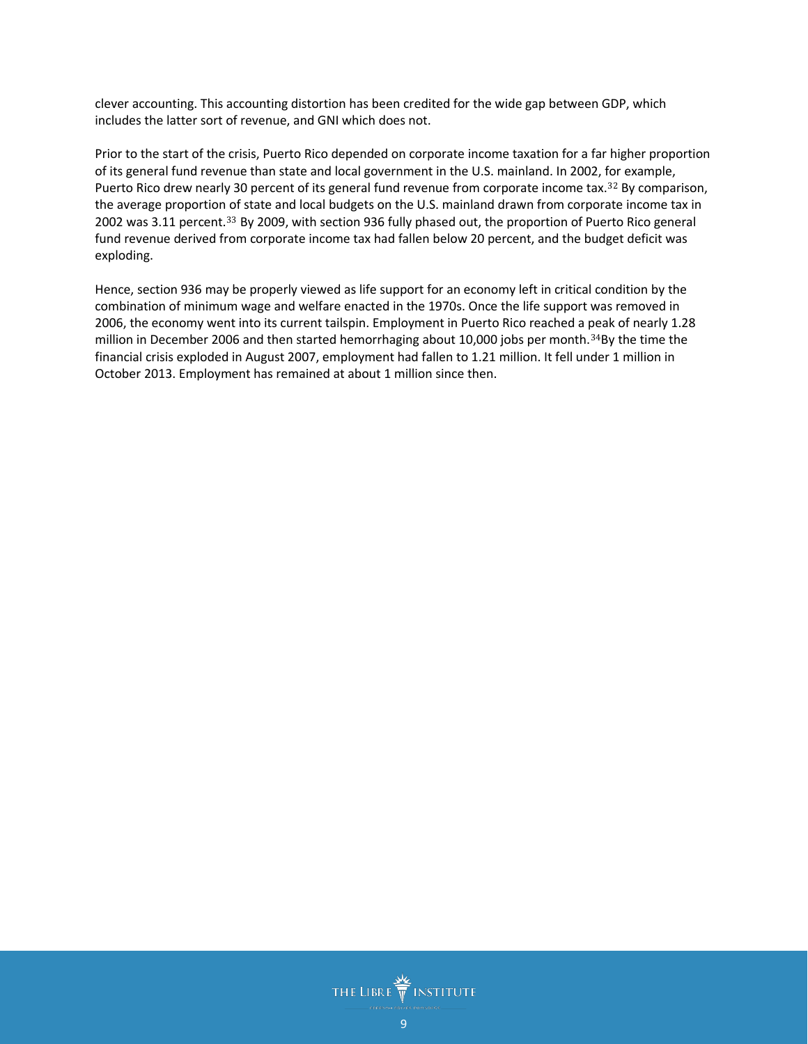clever accounting. This accounting distortion has been credited for the wide gap between GDP, which includes the latter sort of revenue, and GNI which does not.

Prior to the start of the crisis, Puerto Rico depended on corporate income taxation for a far higher proportion of its general fund revenue than state and local government in the U.S. mainland. In 2002, for example, Puerto Rico drew nearly 30 percent of its general fund revenue from corporate income tax.[32] By comparison, the average proportion of state and local budgets on the U.S. mainland drawn from corporate income tax in 2002 was 3.11 percent.[33] By 2009, with section 936 fully phased out, the proportion of Puerto Rico general fund revenue derived from corporate income tax had fallen below 20 percent, and the budget deficit was exploding.

Hence, section 936 may be properly viewed as life support for an economy left in critical condition by the combination of minimum wage and welfare enacted in the 1970s. Once the life support was removed in 2006, the economy went into its current tailspin. Employment in Puerto Rico reached a peak of nearly 1.28 million in December 2006 and then started hemorrhaging about 10,000 jobs per month.[34]By the time the financial crisis exploded in August 2007, employment had fallen to 1.21 million. It fell under 1 million in October 2013. Employment has remained at about 1 million since then.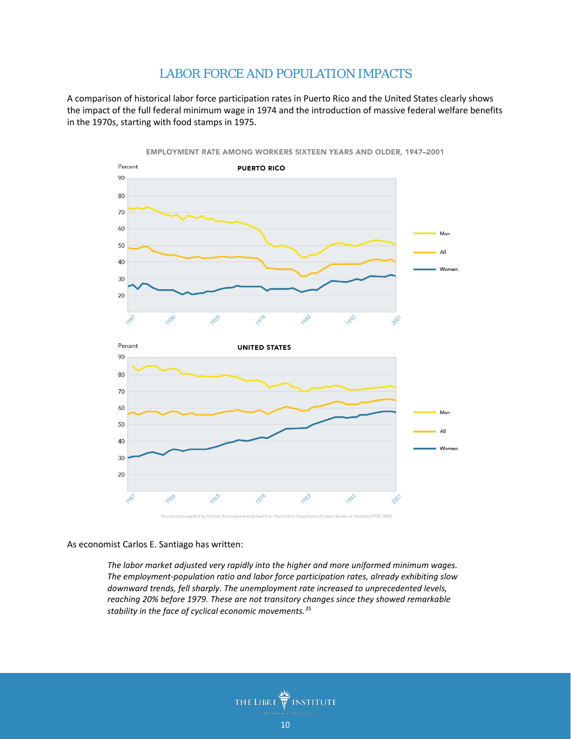## LABOR FORCE AND POPULATION IMPACTS

A comparison of historical labor force participation rates in Puerto Rico and the United States clearly shows the impact of the full federal minimum wage in 1974 and the introduction of massive federal welfare benefits in the 1970s, starting with food stamps in 1975.

EMPLOYMENT RATE AMONG WORKERS SIXTEEN YEARS AND OLDER, 1947–2001

Source: Data supplied by Orlando Sotomayor and derived from Puerto Rico Department of Labor, Bureau of Statistics (1978, 2003).

As economist Carlos E. Santiago has written:

> *The labor market adjusted very rapidly into the higher and more uniformed minimum wages. The employment-population ratio and labor force participation rates, already exhibiting slow downward trends, fell sharply. The unemployment rate increased to unprecedented levels, reaching 20% before 1979. These are not transitory changes since they showed remarkable stability in the face of cyclical economic movements.*[35]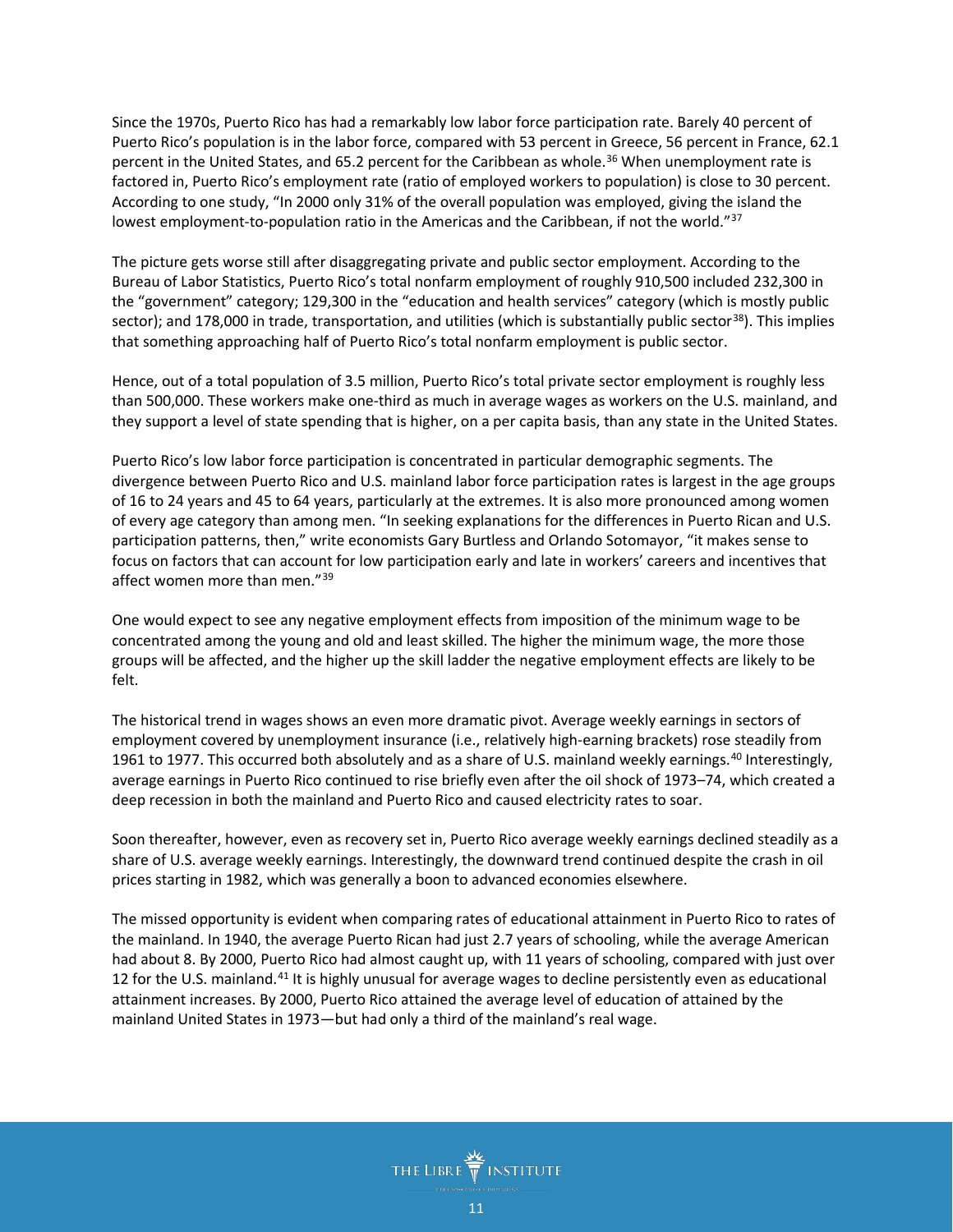Since the 1970s, Puerto Rico has had a remarkably low labor force participation rate. Barely 40 percent of Puerto Rico's population is in the labor force, compared with 53 percent in Greece, 56 percent in France, 62.1 percent in the United States, and 65.2 percent for the Caribbean as whole.[36] When unemployment rate is factored in, Puerto Rico's employment rate (ratio of employed workers to population) is close to 30 percent. According to one study, "In 2000 only 31% of the overall population was employed, giving the island the lowest employment-to-population ratio in the Americas and the Caribbean, if not the world."[37]

The picture gets worse still after disaggregating private and public sector employment. According to the Bureau of Labor Statistics, Puerto Rico's total nonfarm employment of roughly 910,500 included 232,300 in the "government" category; 129,300 in the "education and health services" category (which is mostly public sector); and 178,000 in trade, transportation, and utilities (which is substantially public sector[38]). This implies that something approaching half of Puerto Rico's total nonfarm employment is public sector.

Hence, out of a total population of 3.5 million, Puerto Rico's total private sector employment is roughly less than 500,000. These workers make one-third as much in average wages as workers on the U.S. mainland, and they support a level of state spending that is higher, on a per capita basis, than any state in the United States.

Puerto Rico's low labor force participation is concentrated in particular demographic segments. The divergence between Puerto Rico and U.S. mainland labor force participation rates is largest in the age groups of 16 to 24 years and 45 to 64 years, particularly at the extremes. It is also more pronounced among women of every age category than among men. "In seeking explanations for the differences in Puerto Rican and U.S. participation patterns, then," write economists Gary Burtless and Orlando Sotomayor, "it makes sense to focus on factors that can account for low participation early and late in workers' careers and incentives that affect women more than men."[39]

One would expect to see any negative employment effects from imposition of the minimum wage to be concentrated among the young and old and least skilled. The higher the minimum wage, the more those groups will be affected, and the higher up the skill ladder the negative employment effects are likely to be felt.

The historical trend in wages shows an even more dramatic pivot. Average weekly earnings in sectors of employment covered by unemployment insurance (i.e., relatively high-earning brackets) rose steadily from 1961 to 1977. This occurred both absolutely and as a share of U.S. mainland weekly earnings.[40] Interestingly, average earnings in Puerto Rico continued to rise briefly even after the oil shock of 1973–74, which created a deep recession in both the mainland and Puerto Rico and caused electricity rates to soar.

Soon thereafter, however, even as recovery set in, Puerto Rico average weekly earnings declined steadily as a share of U.S. average weekly earnings. Interestingly, the downward trend continued despite the crash in oil prices starting in 1982, which was generally a boon to advanced economies elsewhere.

The missed opportunity is evident when comparing rates of educational attainment in Puerto Rico to rates of the mainland. In 1940, the average Puerto Rican had just 2.7 years of schooling, while the average American had about 8. By 2000, Puerto Rico had almost caught up, with 11 years of schooling, compared with just over 12 for the U.S. mainland.[41] It is highly unusual for average wages to decline persistently even as educational attainment increases. By 2000, Puerto Rico attained the average level of education of attained by the mainland United States in 1973—but had only a third of the mainland's real wage.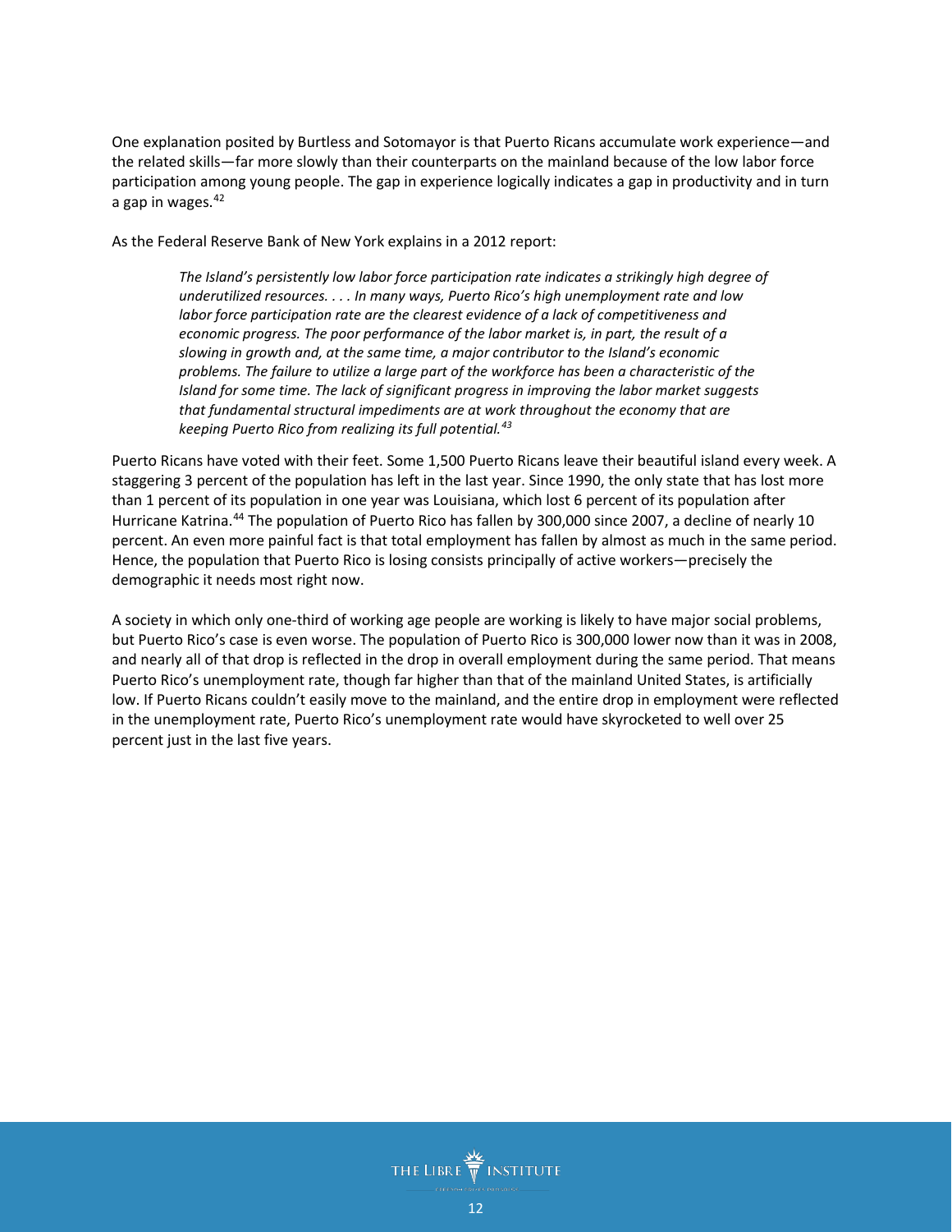One explanation posited by Burtless and Sotomayor is that Puerto Ricans accumulate work experience—and the related skills—far more slowly than their counterparts on the mainland because of the low labor force participation among young people. The gap in experience logically indicates a gap in productivity and in turn a gap in wages.[42]

As the Federal Reserve Bank of New York explains in a 2012 report:

> *The Island's persistently low labor force participation rate indicates a strikingly high degree of underutilized resources. . . . In many ways, Puerto Rico's high unemployment rate and low labor force participation rate are the clearest evidence of a lack of competitiveness and economic progress. The poor performance of the labor market is, in part, the result of a slowing in growth and, at the same time, a major contributor to the Island's economic problems. The failure to utilize a large part of the workforce has been a characteristic of the Island for some time. The lack of significant progress in improving the labor market suggests that fundamental structural impediments are at work throughout the economy that are keeping Puerto Rico from realizing its full potential.*[43]

Puerto Ricans have voted with their feet. Some 1,500 Puerto Ricans leave their beautiful island every week. A staggering 3 percent of the population has left in the last year. Since 1990, the only state that has lost more than 1 percent of its population in one year was Louisiana, which lost 6 percent of its population after Hurricane Katrina.[44] The population of Puerto Rico has fallen by 300,000 since 2007, a decline of nearly 10 percent. An even more painful fact is that total employment has fallen by almost as much in the same period. Hence, the population that Puerto Rico is losing consists principally of active workers—precisely the demographic it needs most right now.

A society in which only one-third of working age people are working is likely to have major social problems, but Puerto Rico's case is even worse. The population of Puerto Rico is 300,000 lower now than it was in 2008, and nearly all of that drop is reflected in the drop in overall employment during the same period. That means Puerto Rico's unemployment rate, though far higher than that of the mainland United States, is artificially low. If Puerto Ricans couldn't easily move to the mainland, and the entire drop in employment were reflected in the unemployment rate, Puerto Rico's unemployment rate would have skyrocketed to well over 25 percent just in the last five years.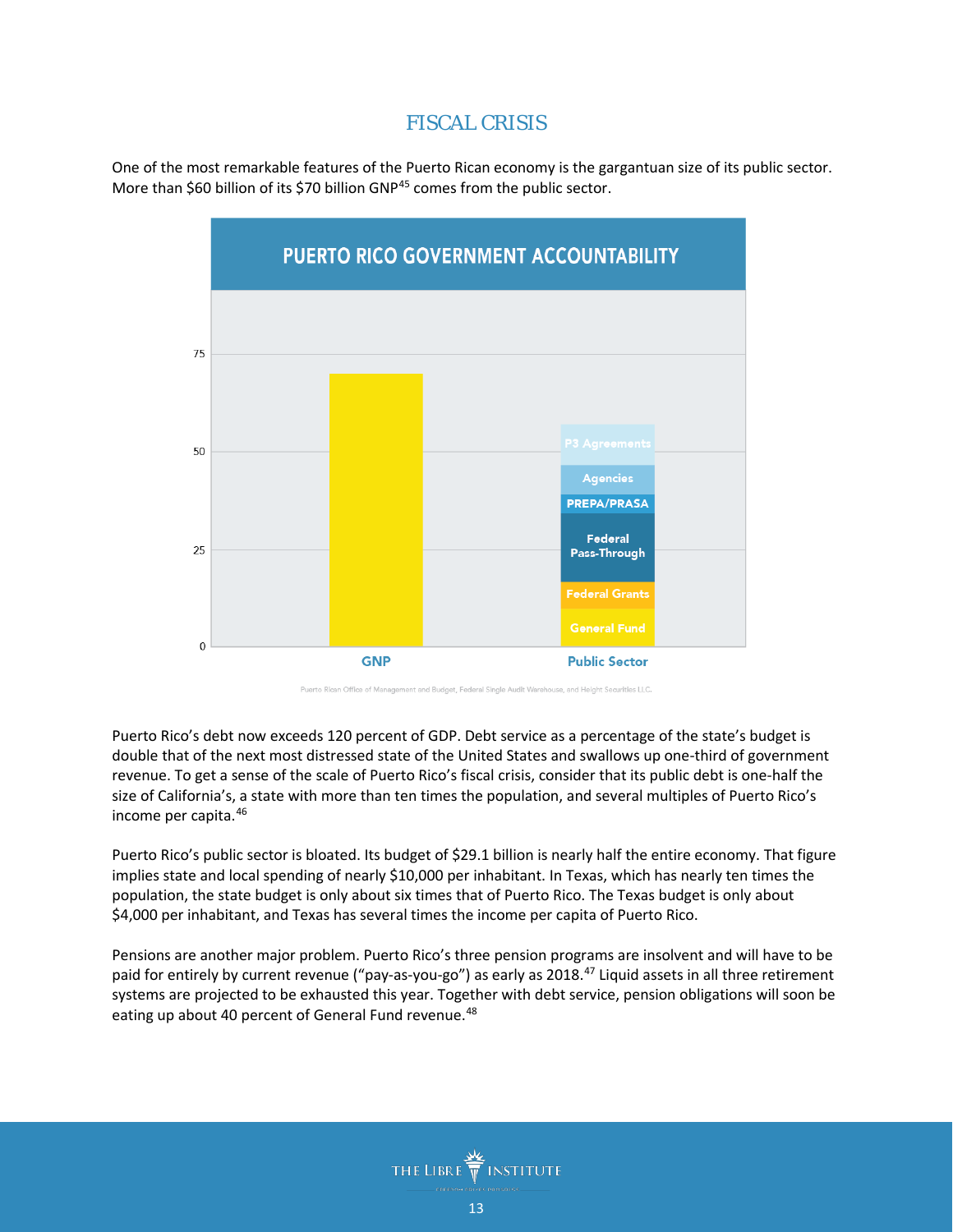## FISCAL CRISIS

One of the most remarkable features of the Puerto Rican economy is the gargantuan size of its public sector. More than $60 billion of its $70 billion GNP[45] comes from the public sector.

**PUERTO RICO GOVERNMENT ACCOUNTABILITY**

Puerto Rican Office of Management and Budget, Federal Single Audit Warehouse, and Height Securities LLC.

Puerto Rico's debt now exceeds 120 percent of GDP. Debt service as a percentage of the state's budget is double that of the next most distressed state of the United States and swallows up one-third of government revenue. To get a sense of the scale of Puerto Rico's fiscal crisis, consider that its public debt is one-half the size of California's, a state with more than ten times the population, and several multiples of Puerto Rico's income per capita.[46]

Puerto Rico's public sector is bloated. Its budget of $29.1 billion is nearly half the entire economy. That figure implies state and local spending of nearly $10,000 per inhabitant. In Texas, which has nearly ten times the population, the state budget is only about six times that of Puerto Rico. The Texas budget is only about $4,000 per inhabitant, and Texas has several times the income per capita of Puerto Rico.

Pensions are another major problem. Puerto Rico's three pension programs are insolvent and will have to be paid for entirely by current revenue ("pay-as-you-go") as early as 2018.[47] Liquid assets in all three retirement systems are projected to be exhausted this year. Together with debt service, pension obligations will soon be eating up about 40 percent of General Fund revenue.[48]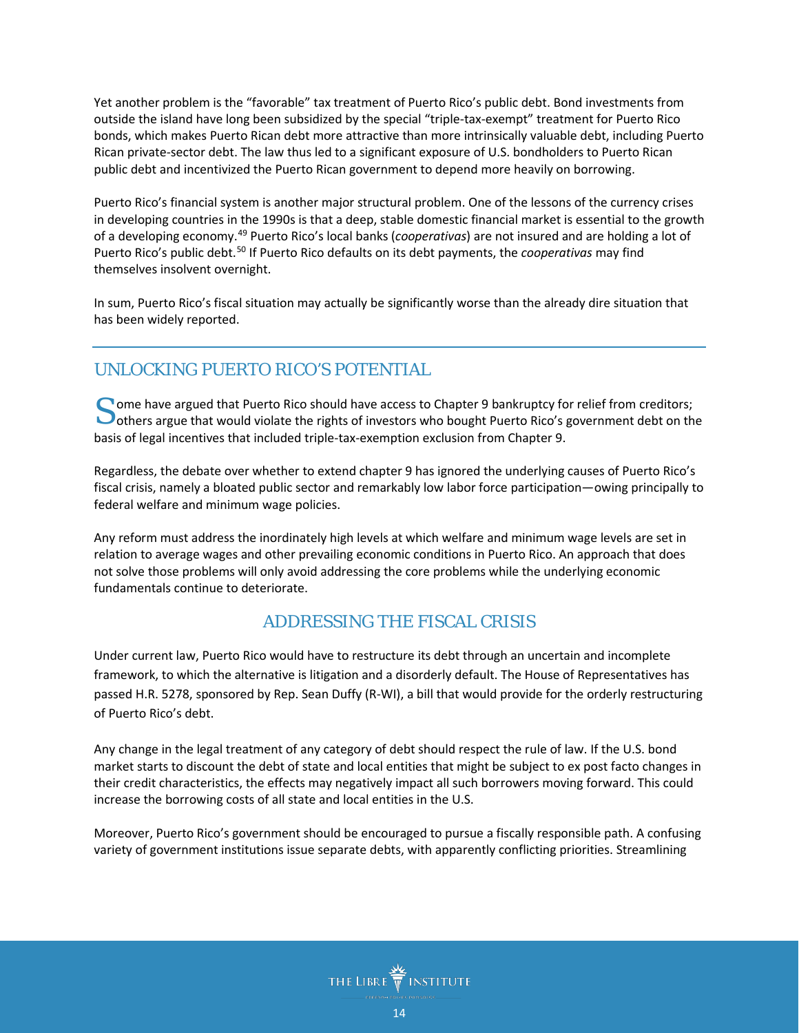Yet another problem is the "favorable" tax treatment of Puerto Rico's public debt. Bond investments from outside the island have long been subsidized by the special "triple-tax-exempt" treatment for Puerto Rico bonds, which makes Puerto Rican debt more attractive than more intrinsically valuable debt, including Puerto Rican private-sector debt. The law thus led to a significant exposure of U.S. bondholders to Puerto Rican public debt and incentivized the Puerto Rican government to depend more heavily on borrowing.

Puerto Rico's financial system is another major structural problem. One of the lessons of the currency crises in developing countries in the 1990s is that a deep, stable domestic financial market is essential to the growth of a developing economy.[49] Puerto Rico's local banks (*cooperativas*) are not insured and are holding a lot of Puerto Rico's public debt.[50] If Puerto Rico defaults on its debt payments, the *cooperativas* may find themselves insolvent overnight.

In sum, Puerto Rico's fiscal situation may actually be significantly worse than the already dire situation that has been widely reported.

## UNLOCKING PUERTO RICO'S POTENTIAL

Some have argued that Puerto Rico should have access to Chapter 9 bankruptcy for relief from creditors; others argue that would violate the rights of investors who bought Puerto Rico's government debt on the basis of legal incentives that included triple-tax-exemption exclusion from Chapter 9.

Regardless, the debate over whether to extend chapter 9 has ignored the underlying causes of Puerto Rico's fiscal crisis, namely a bloated public sector and remarkably low labor force participation—owing principally to federal welfare and minimum wage policies.

Any reform must address the inordinately high levels at which welfare and minimum wage levels are set in relation to average wages and other prevailing economic conditions in Puerto Rico. An approach that does not solve those problems will only avoid addressing the core problems while the underlying economic fundamentals continue to deteriorate.

### ADDRESSING THE FISCAL CRISIS

Under current law, Puerto Rico would have to restructure its debt through an uncertain and incomplete framework, to which the alternative is litigation and a disorderly default. The House of Representatives has passed H.R. 5278, sponsored by Rep. Sean Duffy (R-WI), a bill that would provide for the orderly restructuring of Puerto Rico's debt.

Any change in the legal treatment of any category of debt should respect the rule of law. If the U.S. bond market starts to discount the debt of state and local entities that might be subject to ex post facto changes in their credit characteristics, the effects may negatively impact all such borrowers moving forward. This could increase the borrowing costs of all state and local entities in the U.S.

Moreover, Puerto Rico's government should be encouraged to pursue a fiscally responsible path. A confusing variety of government institutions issue separate debts, with apparently conflicting priorities. Streamlining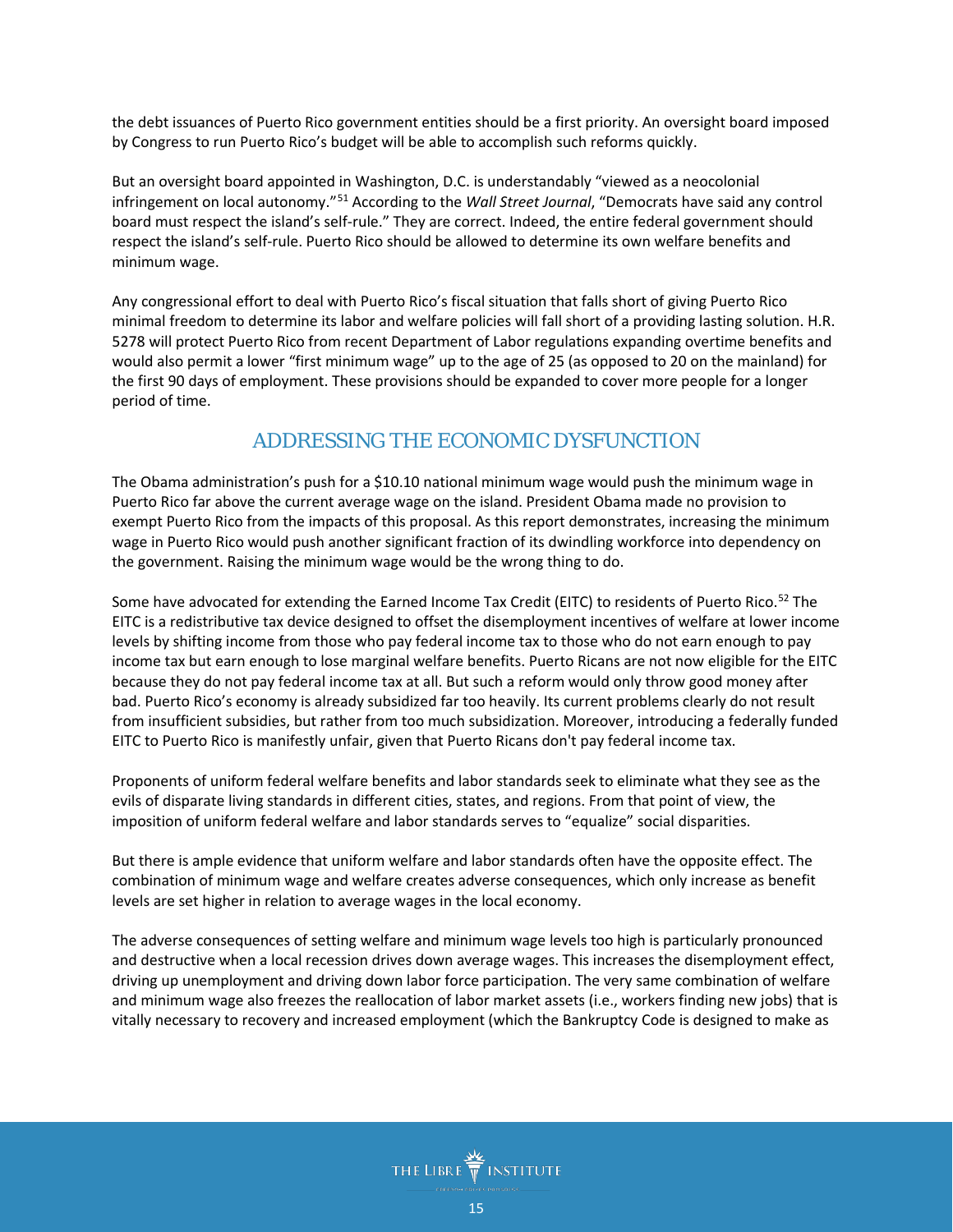the debt issuances of Puerto Rico government entities should be a first priority. An oversight board imposed by Congress to run Puerto Rico's budget will be able to accomplish such reforms quickly.

But an oversight board appointed in Washington, D.C. is understandably "viewed as a neocolonial infringement on local autonomy."[51] According to the *Wall Street Journal*, "Democrats have said any control board must respect the island's self-rule." They are correct. Indeed, the entire federal government should respect the island's self-rule. Puerto Rico should be allowed to determine its own welfare benefits and minimum wage.

Any congressional effort to deal with Puerto Rico's fiscal situation that falls short of giving Puerto Rico minimal freedom to determine its labor and welfare policies will fall short of a providing lasting solution. H.R. 5278 will protect Puerto Rico from recent Department of Labor regulations expanding overtime benefits and would also permit a lower "first minimum wage" up to the age of 25 (as opposed to 20 on the mainland) for the first 90 days of employment. These provisions should be expanded to cover more people for a longer period of time.

## ADDRESSING THE ECONOMIC DYSFUNCTION

The Obama administration's push for a $10.10 national minimum wage would push the minimum wage in Puerto Rico far above the current average wage on the island. President Obama made no provision to exempt Puerto Rico from the impacts of this proposal. As this report demonstrates, increasing the minimum wage in Puerto Rico would push another significant fraction of its dwindling workforce into dependency on the government. Raising the minimum wage would be the wrong thing to do.

Some have advocated for extending the Earned Income Tax Credit (EITC) to residents of Puerto Rico.[52] The EITC is a redistributive tax device designed to offset the disemployment incentives of welfare at lower income levels by shifting income from those who pay federal income tax to those who do not earn enough to pay income tax but earn enough to lose marginal welfare benefits. Puerto Ricans are not now eligible for the EITC because they do not pay federal income tax at all. But such a reform would only throw good money after bad. Puerto Rico's economy is already subsidized far too heavily. Its current problems clearly do not result from insufficient subsidies, but rather from too much subsidization. Moreover, introducing a federally funded EITC to Puerto Rico is manifestly unfair, given that Puerto Ricans don't pay federal income tax.

Proponents of uniform federal welfare benefits and labor standards seek to eliminate what they see as the evils of disparate living standards in different cities, states, and regions. From that point of view, the imposition of uniform federal welfare and labor standards serves to "equalize" social disparities.

But there is ample evidence that uniform welfare and labor standards often have the opposite effect. The combination of minimum wage and welfare creates adverse consequences, which only increase as benefit levels are set higher in relation to average wages in the local economy.

The adverse consequences of setting welfare and minimum wage levels too high is particularly pronounced and destructive when a local recession drives down average wages. This increases the disemployment effect, driving up unemployment and driving down labor force participation. The very same combination of welfare and minimum wage also freezes the reallocation of labor market assets (i.e., workers finding new jobs) that is vitally necessary to recovery and increased employment (which the Bankruptcy Code is designed to make as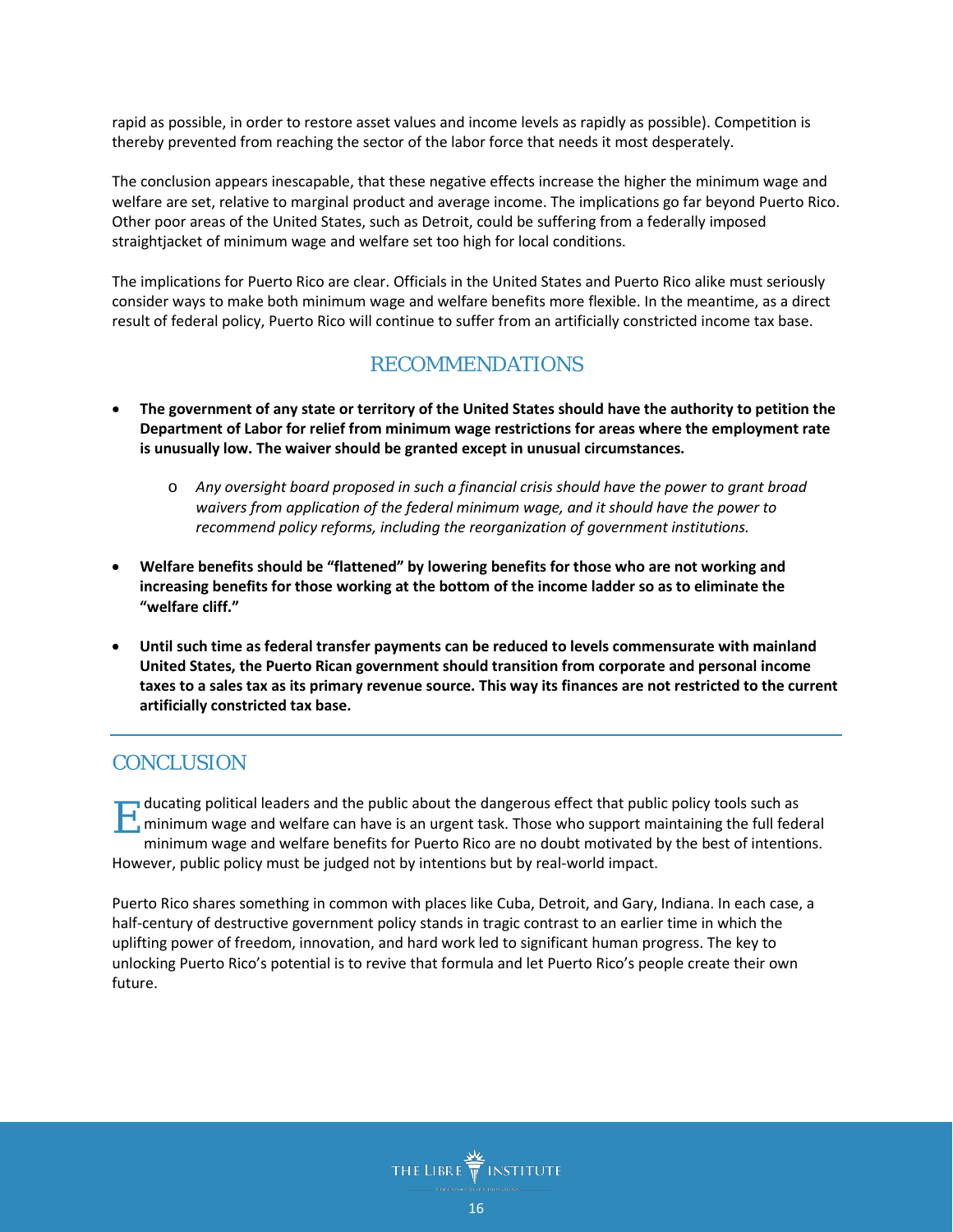rapid as possible, in order to restore asset values and income levels as rapidly as possible). Competition is thereby prevented from reaching the sector of the labor force that needs it most desperately.

The conclusion appears inescapable, that these negative effects increase the higher the minimum wage and welfare are set, relative to marginal product and average income. The implications go far beyond Puerto Rico. Other poor areas of the United States, such as Detroit, could be suffering from a federally imposed straightjacket of minimum wage and welfare set too high for local conditions.

The implications for Puerto Rico are clear. Officials in the United States and Puerto Rico alike must seriously consider ways to make both minimum wage and welfare benefits more flexible. In the meantime, as a direct result of federal policy, Puerto Rico will continue to suffer from an artificially constricted income tax base.

## RECOMMENDATIONS

- **The government of any state or territory of the United States should have the authority to petition the Department of Labor for relief from minimum wage restrictions for areas where the employment rate is unusually low. The waiver should be granted except in unusual circumstances.**
  - *Any oversight board proposed in such a financial crisis should have the power to grant broad waivers from application of the federal minimum wage, and it should have the power to recommend policy reforms, including the reorganization of government institutions.*
- **Welfare benefits should be "flattened" by lowering benefits for those who are not working and increasing benefits for those working at the bottom of the income ladder so as to eliminate the "welfare cliff."**
- **Until such time as federal transfer payments can be reduced to levels commensurate with mainland United States, the Puerto Rican government should transition from corporate and personal income taxes to a sales tax as its primary revenue source. This way its finances are not restricted to the current artificially constricted tax base.**

## CONCLUSION

Educating political leaders and the public about the dangerous effect that public policy tools such as minimum wage and welfare can have is an urgent task. Those who support maintaining the full federal minimum wage and welfare benefits for Puerto Rico are no doubt motivated by the best of intentions. However, public policy must be judged not by intentions but by real-world impact.

Puerto Rico shares something in common with places like Cuba, Detroit, and Gary, Indiana. In each case, a half-century of destructive government policy stands in tragic contrast to an earlier time in which the uplifting power of freedom, innovation, and hard work led to significant human progress. The key to unlocking Puerto Rico's potential is to revive that formula and let Puerto Rico's people create their own future.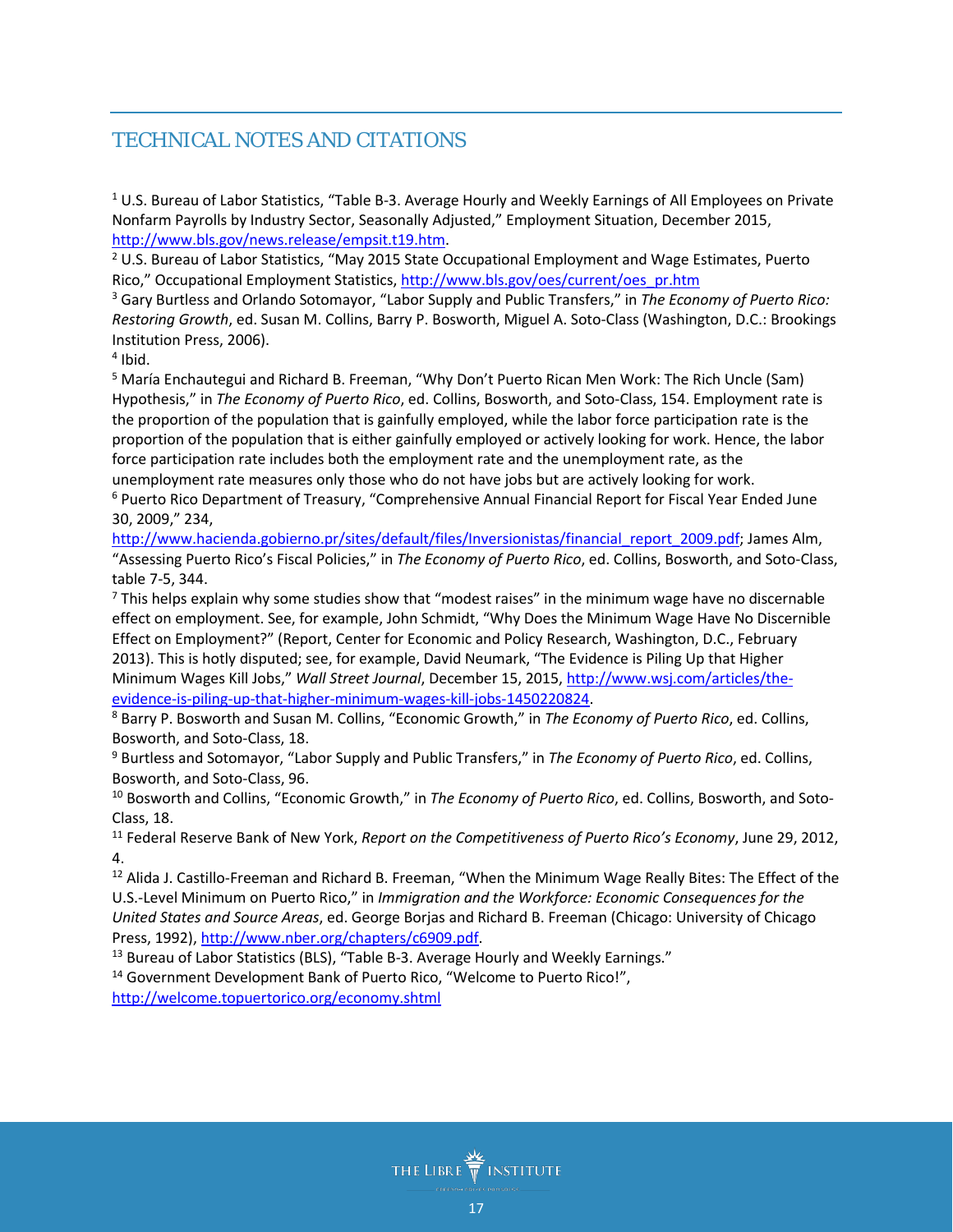## TECHNICAL NOTES AND CITATIONS

[1] U.S. Bureau of Labor Statistics, "Table B-3. Average Hourly and Weekly Earnings of All Employees on Private Nonfarm Payrolls by Industry Sector, Seasonally Adjusted," Employment Situation, December 2015, http://www.bls.gov/news.release/empsit.t19.htm.

[2] U.S. Bureau of Labor Statistics, "May 2015 State Occupational Employment and Wage Estimates, Puerto Rico," Occupational Employment Statistics, http://www.bls.gov/oes/current/oes_pr.htm

[3] Gary Burtless and Orlando Sotomayor, "Labor Supply and Public Transfers," in *The Economy of Puerto Rico: Restoring Growth*, ed. Susan M. Collins, Barry P. Bosworth, Miguel A. Soto-Class (Washington, D.C.: Brookings Institution Press, 2006).

[4] Ibid.

[5] María Enchautegui and Richard B. Freeman, "Why Don't Puerto Rican Men Work: The Rich Uncle (Sam) Hypothesis," in *The Economy of Puerto Rico*, ed. Collins, Bosworth, and Soto-Class, 154. Employment rate is the proportion of the population that is gainfully employed, while the labor force participation rate is the proportion of the population that is either gainfully employed or actively looking for work. Hence, the labor force participation rate includes both the employment rate and the unemployment rate, as the unemployment rate measures only those who do not have jobs but are actively looking for work.

[6] Puerto Rico Department of Treasury, "Comprehensive Annual Financial Report for Fiscal Year Ended June 30, 2009," 234, http://www.hacienda.gobierno.pr/sites/default/files/Inversionistas/financial_report_2009.pdf; James Alm, "Assessing Puerto Rico's Fiscal Policies," in *The Economy of Puerto Rico*, ed. Collins, Bosworth, and Soto-Class, table 7-5, 344.

[7] This helps explain why some studies show that "modest raises" in the minimum wage have no discernable effect on employment. See, for example, John Schmidt, "Why Does the Minimum Wage Have No Discernible Effect on Employment?" (Report, Center for Economic and Policy Research, Washington, D.C., February 2013). This is hotly disputed; see, for example, David Neumark, "The Evidence is Piling Up that Higher Minimum Wages Kill Jobs," *Wall Street Journal*, December 15, 2015, http://www.wsj.com/articles/the-evidence-is-piling-up-that-higher-minimum-wages-kill-jobs-1450220824.

[8] Barry P. Bosworth and Susan M. Collins, "Economic Growth," in *The Economy of Puerto Rico*, ed. Collins, Bosworth, and Soto-Class, 18.

[9] Burtless and Sotomayor, "Labor Supply and Public Transfers," in *The Economy of Puerto Rico*, ed. Collins, Bosworth, and Soto-Class, 96.

[10] Bosworth and Collins, "Economic Growth," in *The Economy of Puerto Rico*, ed. Collins, Bosworth, and Soto-Class, 18.

[11] Federal Reserve Bank of New York, *Report on the Competitiveness of Puerto Rico's Economy*, June 29, 2012, 4.

[12] Alida J. Castillo-Freeman and Richard B. Freeman, "When the Minimum Wage Really Bites: The Effect of the U.S.-Level Minimum on Puerto Rico," in *Immigration and the Workforce: Economic Consequences for the United States and Source Areas*, ed. George Borjas and Richard B. Freeman (Chicago: University of Chicago Press, 1992), http://www.nber.org/chapters/c6909.pdf.

[13] Bureau of Labor Statistics (BLS), "Table B-3. Average Hourly and Weekly Earnings."

[14] Government Development Bank of Puerto Rico, "Welcome to Puerto Rico!", http://welcome.topuertorico.org/economy.shtml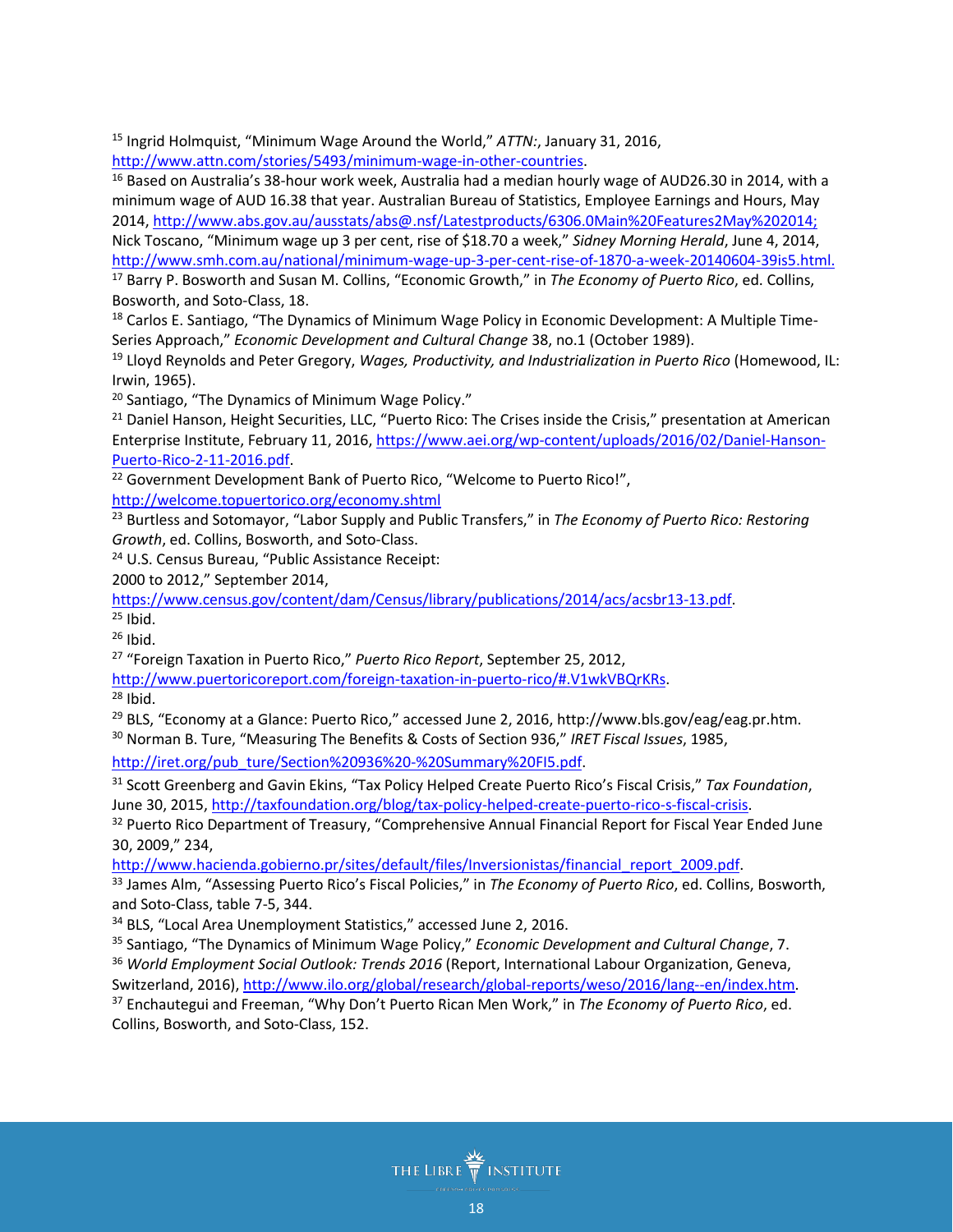[15] Ingrid Holmquist, "Minimum Wage Around the World," *ATTN:*, January 31, 2016, http://www.attn.com/stories/5493/minimum-wage-in-other-countries.

[16] Based on Australia's 38-hour work week, Australia had a median hourly wage of AUD26.30 in 2014, with a minimum wage of AUD 16.38 that year. Australian Bureau of Statistics, Employee Earnings and Hours, May 2014, http://www.abs.gov.au/ausstats/abs@.nsf/Latestproducts/6306.0Main%20Features2May%202014; Nick Toscano, "Minimum wage up 3 per cent, rise of $18.70 a week," *Sidney Morning Herald*, June 4, 2014, http://www.smh.com.au/national/minimum-wage-up-3-per-cent-rise-of-1870-a-week-20140604-39is5.html.

[17] Barry P. Bosworth and Susan M. Collins, "Economic Growth," in *The Economy of Puerto Rico*, ed. Collins, Bosworth, and Soto-Class, 18.

[18] Carlos E. Santiago, "The Dynamics of Minimum Wage Policy in Economic Development: A Multiple Time-Series Approach," *Economic Development and Cultural Change* 38, no.1 (October 1989).

[19] Lloyd Reynolds and Peter Gregory, *Wages, Productivity, and Industrialization in Puerto Rico* (Homewood, IL: Irwin, 1965).

[20] Santiago, "The Dynamics of Minimum Wage Policy."

[21] Daniel Hanson, Height Securities, LLC, "Puerto Rico: The Crises inside the Crisis," presentation at American Enterprise Institute, February 11, 2016, https://www.aei.org/wp-content/uploads/2016/02/Daniel-Hanson-Puerto-Rico-2-11-2016.pdf.

[22] Government Development Bank of Puerto Rico, "Welcome to Puerto Rico!", http://welcome.topuertorico.org/economy.shtml

[23] Burtless and Sotomayor, "Labor Supply and Public Transfers," in *The Economy of Puerto Rico: Restoring Growth*, ed. Collins, Bosworth, and Soto-Class.

[24] U.S. Census Bureau, "Public Assistance Receipt: 2000 to 2012," September 2014, https://www.census.gov/content/dam/Census/library/publications/2014/acs/acsbr13-13.pdf.

[25] Ibid.

[26] Ibid.

[27] "Foreign Taxation in Puerto Rico," *Puerto Rico Report*, September 25, 2012, http://www.puertoricoreport.com/foreign-taxation-in-puerto-rico/#.V1wkVBQrKRs.

[28] Ibid.

[29] BLS, "Economy at a Glance: Puerto Rico," accessed June 2, 2016, http://www.bls.gov/eag/eag.pr.htm.

[30] Norman B. Ture, "Measuring The Benefits & Costs of Section 936," *IRET Fiscal Issues*, 1985, http://iret.org/pub_ture/Section%20936%20-%20Summary%20FI5.pdf.

[31] Scott Greenberg and Gavin Ekins, "Tax Policy Helped Create Puerto Rico's Fiscal Crisis," *Tax Foundation*, June 30, 2015, http://taxfoundation.org/blog/tax-policy-helped-create-puerto-rico-s-fiscal-crisis.

[32] Puerto Rico Department of Treasury, "Comprehensive Annual Financial Report for Fiscal Year Ended June 30, 2009," 234, http://www.hacienda.gobierno.pr/sites/default/files/Inversionistas/financial_report_2009.pdf.

[33] James Alm, "Assessing Puerto Rico's Fiscal Policies," in *The Economy of Puerto Rico*, ed. Collins, Bosworth, and Soto-Class, table 7-5, 344.

[34] BLS, "Local Area Unemployment Statistics," accessed June 2, 2016.

[35] Santiago, "The Dynamics of Minimum Wage Policy," *Economic Development and Cultural Change*, 7.

[36] *World Employment Social Outlook: Trends 2016* (Report, International Labour Organization, Geneva, Switzerland, 2016), http://www.ilo.org/global/research/global-reports/weso/2016/lang--en/index.htm.

[37] Enchautegui and Freeman, "Why Don't Puerto Rican Men Work," in *The Economy of Puerto Rico*, ed. Collins, Bosworth, and Soto-Class, 152.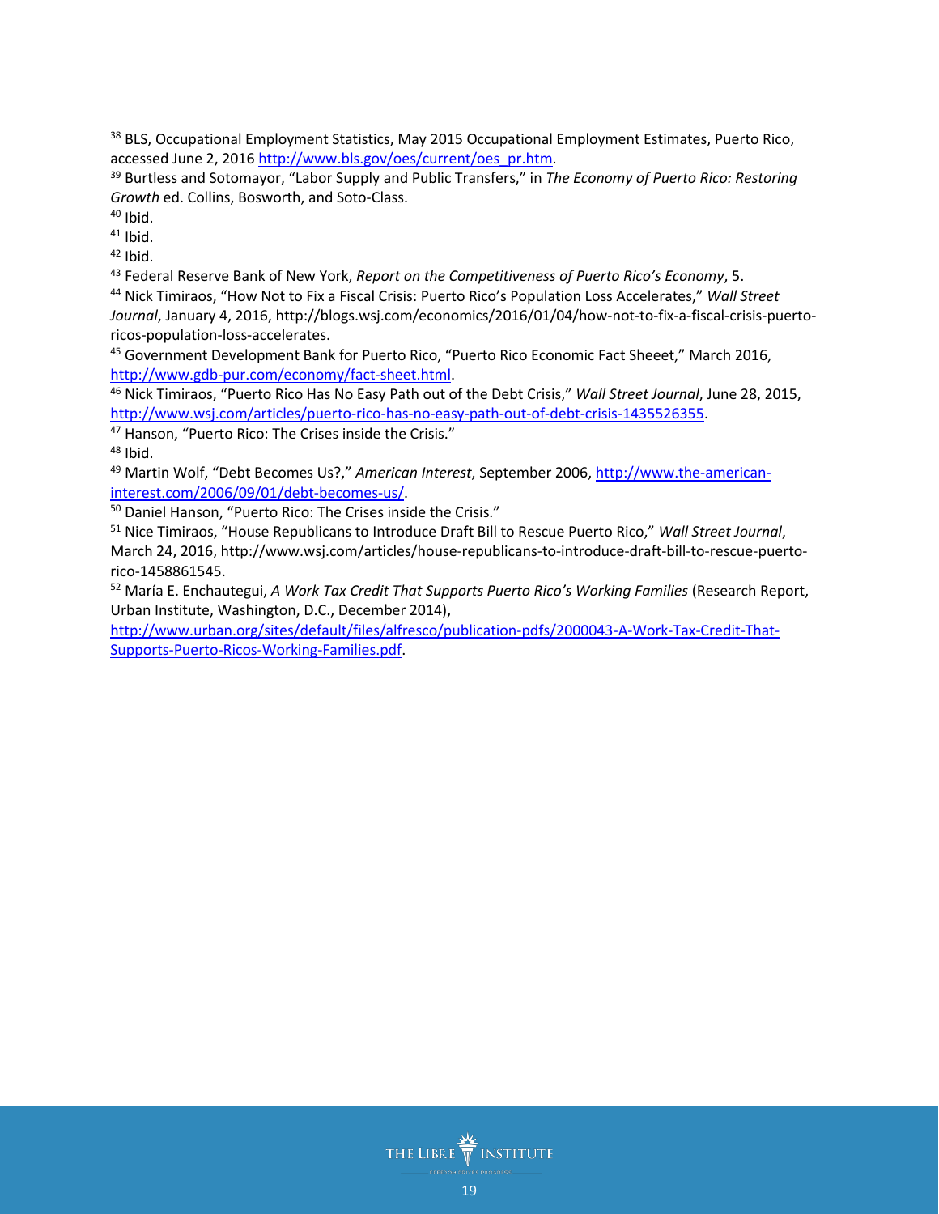[38] BLS, Occupational Employment Statistics, May 2015 Occupational Employment Estimates, Puerto Rico, accessed June 2, 2016 http://www.bls.gov/oes/current/oes_pr.htm.

[39] Burtless and Sotomayor, "Labor Supply and Public Transfers," in *The Economy of Puerto Rico: Restoring Growth* ed. Collins, Bosworth, and Soto-Class.

[40] Ibid.

[41] Ibid.

[42] Ibid.

[43] Federal Reserve Bank of New York, *Report on the Competitiveness of Puerto Rico's Economy*, 5.

[44] Nick Timiraos, "How Not to Fix a Fiscal Crisis: Puerto Rico's Population Loss Accelerates," *Wall Street Journal*, January 4, 2016, http://blogs.wsj.com/economics/2016/01/04/how-not-to-fix-a-fiscal-crisis-puerto-ricos-population-loss-accelerates.

[45] Government Development Bank for Puerto Rico, "Puerto Rico Economic Fact Sheeet," March 2016, http://www.gdb-pur.com/economy/fact-sheet.html.

[46] Nick Timiraos, "Puerto Rico Has No Easy Path out of the Debt Crisis," *Wall Street Journal*, June 28, 2015, http://www.wsj.com/articles/puerto-rico-has-no-easy-path-out-of-debt-crisis-1435526355.

[47] Hanson, "Puerto Rico: The Crises inside the Crisis."

[48] Ibid.

[49] Martin Wolf, "Debt Becomes Us?," *American Interest*, September 2006, http://www.the-american-interest.com/2006/09/01/debt-becomes-us/.

[50] Daniel Hanson, "Puerto Rico: The Crises inside the Crisis."

[51] Nice Timiraos, "House Republicans to Introduce Draft Bill to Rescue Puerto Rico," *Wall Street Journal*, March 24, 2016, http://www.wsj.com/articles/house-republicans-to-introduce-draft-bill-to-rescue-puerto-rico-1458861545.

[52] María E. Enchautegui, *A Work Tax Credit That Supports Puerto Rico's Working Families* (Research Report, Urban Institute, Washington, D.C., December 2014), http://www.urban.org/sites/default/files/alfresco/publication-pdfs/2000043-A-Work-Tax-Credit-That-Supports-Puerto-Ricos-Working-Families.pdf.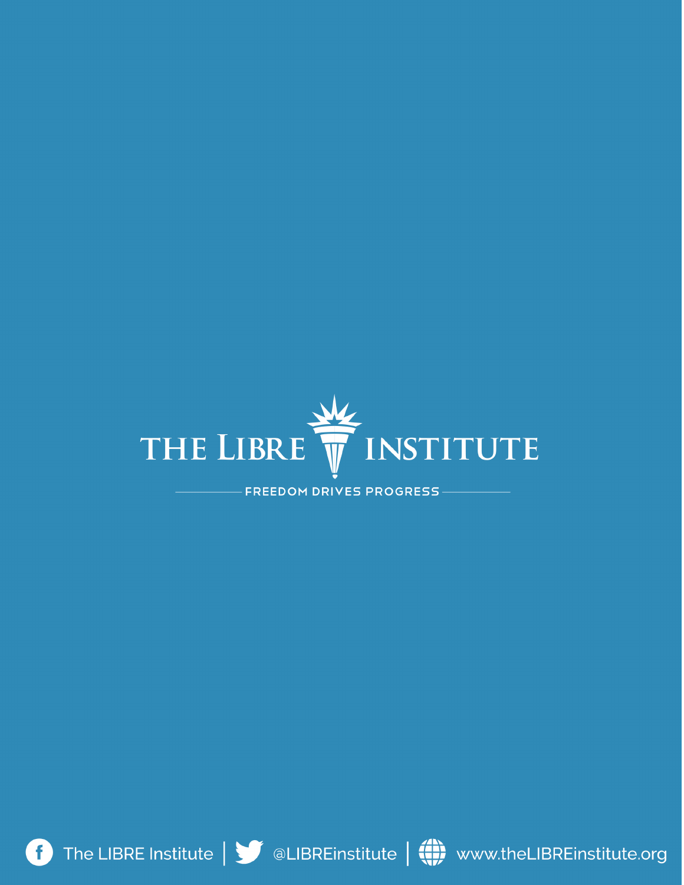THE LIBRE INSTITUTE

FREEDOM DRIVES PROGRESS

The LIBRE Institute | @LIBREinstitute | www.theLIBREinstitute.org